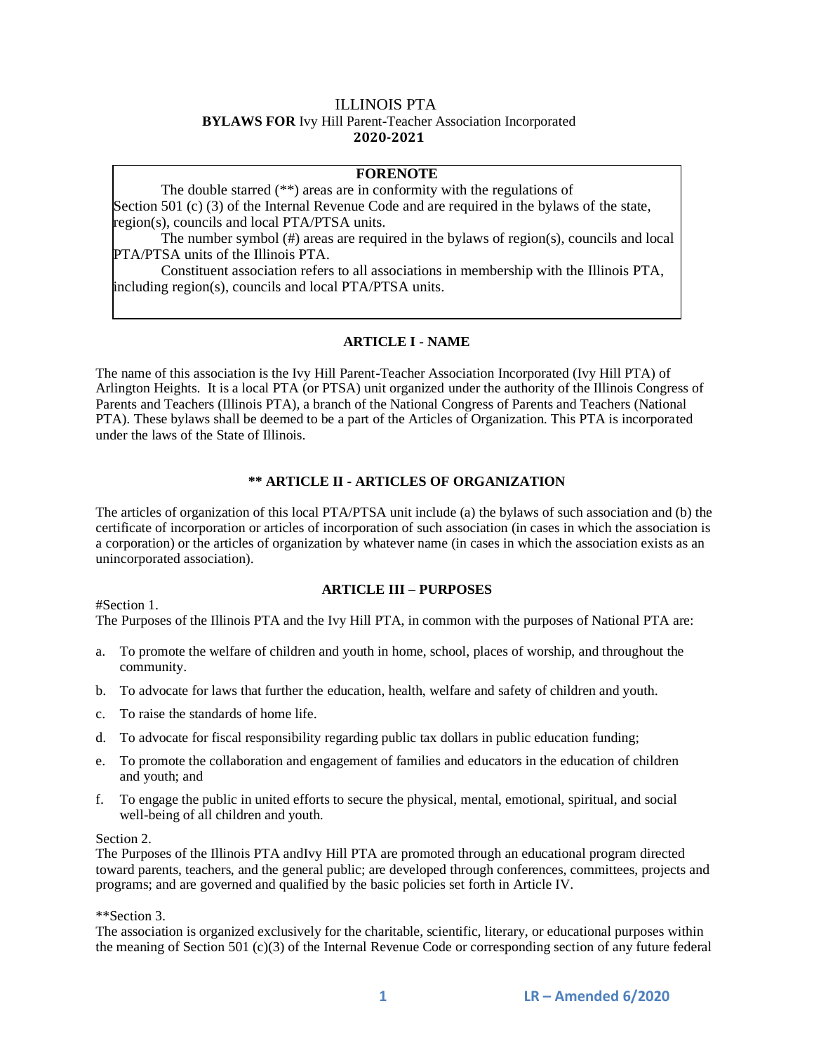# ILLINOIS PTA

**BYLAWS FOR** Ivy Hill Parent-Teacher Association Incorporated
**2020-2021**

> **FORENOTE**
>
> The double starred (**) areas are in conformity with the regulations of Section 501 (c) (3) of the Internal Revenue Code and are required in the bylaws of the state, region(s), councils and local PTA/PTSA units.
>
> The number symbol (#) areas are required in the bylaws of region(s), councils and local PTA/PTSA units of the Illinois PTA.
>
> Constituent association refers to all associations in membership with the Illinois PTA, including region(s), councils and local PTA/PTSA units.

## ARTICLE I - NAME

The name of this association is the Ivy Hill Parent-Teacher Association Incorporated (Ivy Hill PTA) of Arlington Heights. It is a local PTA (or PTSA) unit organized under the authority of the Illinois Congress of Parents and Teachers (Illinois PTA), a branch of the National Congress of Parents and Teachers (National PTA). These bylaws shall be deemed to be a part of the Articles of Organization. This PTA is incorporated under the laws of the State of Illinois.

## ** ARTICLE II - ARTICLES OF ORGANIZATION

The articles of organization of this local PTA/PTSA unit include (a) the bylaws of such association and (b) the certificate of incorporation or articles of incorporation of such association (in cases in which the association is a corporation) or the articles of organization by whatever name (in cases in which the association exists as an unincorporated association).

## ARTICLE III – PURPOSES

#Section 1.
The Purposes of the Illinois PTA and the Ivy Hill PTA, in common with the purposes of National PTA are:

a. To promote the welfare of children and youth in home, school, places of worship, and throughout the community.

b. To advocate for laws that further the education, health, welfare and safety of children and youth.

c. To raise the standards of home life.

d. To advocate for fiscal responsibility regarding public tax dollars in public education funding;

e. To promote the collaboration and engagement of families and educators in the education of children and youth; and

f. To engage the public in united efforts to secure the physical, mental, emotional, spiritual, and social well-being of all children and youth.

Section 2.
The Purposes of the Illinois PTA andIvy Hill PTA are promoted through an educational program directed toward parents, teachers, and the general public; are developed through conferences, committees, projects and programs; and are governed and qualified by the basic policies set forth in Article IV.

**Section 3.
The association is organized exclusively for the charitable, scientific, literary, or educational purposes within the meaning of Section 501 (c)(3) of the Internal Revenue Code or corresponding section of any future federal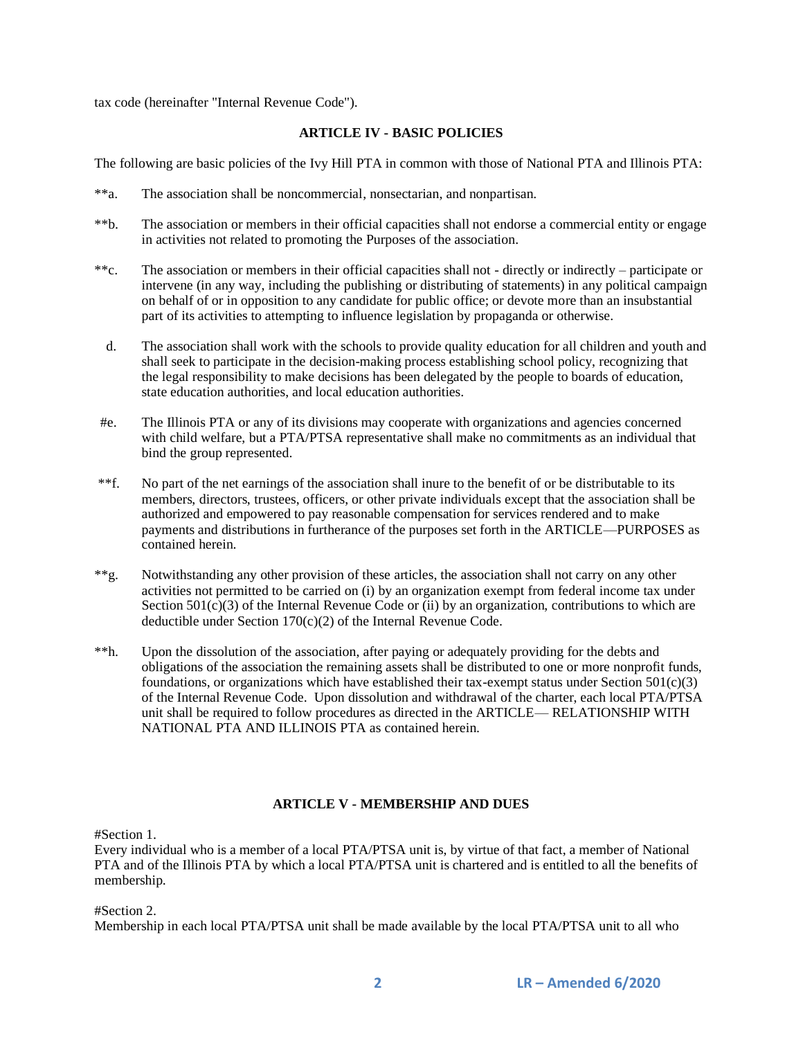tax code (hereinafter "Internal Revenue Code").

## ARTICLE IV - BASIC POLICIES

The following are basic policies of the Ivy Hill PTA in common with those of National PTA and Illinois PTA:

**a. The association shall be noncommercial, nonsectarian, and nonpartisan.

**b. The association or members in their official capacities shall not endorse a commercial entity or engage in activities not related to promoting the Purposes of the association.

**c. The association or members in their official capacities shall not - directly or indirectly – participate or intervene (in any way, including the publishing or distributing of statements) in any political campaign on behalf of or in opposition to any candidate for public office; or devote more than an insubstantial part of its activities to attempting to influence legislation by propaganda or otherwise.

d. The association shall work with the schools to provide quality education for all children and youth and shall seek to participate in the decision-making process establishing school policy, recognizing that the legal responsibility to make decisions has been delegated by the people to boards of education, state education authorities, and local education authorities.

#e. The Illinois PTA or any of its divisions may cooperate with organizations and agencies concerned with child welfare, but a PTA/PTSA representative shall make no commitments as an individual that bind the group represented.

**f. No part of the net earnings of the association shall inure to the benefit of or be distributable to its members, directors, trustees, officers, or other private individuals except that the association shall be authorized and empowered to pay reasonable compensation for services rendered and to make payments and distributions in furtherance of the purposes set forth in the ARTICLE—PURPOSES as contained herein.

**g. Notwithstanding any other provision of these articles, the association shall not carry on any other activities not permitted to be carried on (i) by an organization exempt from federal income tax under Section 501(c)(3) of the Internal Revenue Code or (ii) by an organization, contributions to which are deductible under Section 170(c)(2) of the Internal Revenue Code.

**h. Upon the dissolution of the association, after paying or adequately providing for the debts and obligations of the association the remaining assets shall be distributed to one or more nonprofit funds, foundations, or organizations which have established their tax-exempt status under Section 501(c)(3) of the Internal Revenue Code. Upon dissolution and withdrawal of the charter, each local PTA/PTSA unit shall be required to follow procedures as directed in the ARTICLE— RELATIONSHIP WITH NATIONAL PTA AND ILLINOIS PTA as contained herein.

## ARTICLE V - MEMBERSHIP AND DUES

#Section 1.
Every individual who is a member of a local PTA/PTSA unit is, by virtue of that fact, a member of National PTA and of the Illinois PTA by which a local PTA/PTSA unit is chartered and is entitled to all the benefits of membership.

#Section 2.
Membership in each local PTA/PTSA unit shall be made available by the local PTA/PTSA unit to all who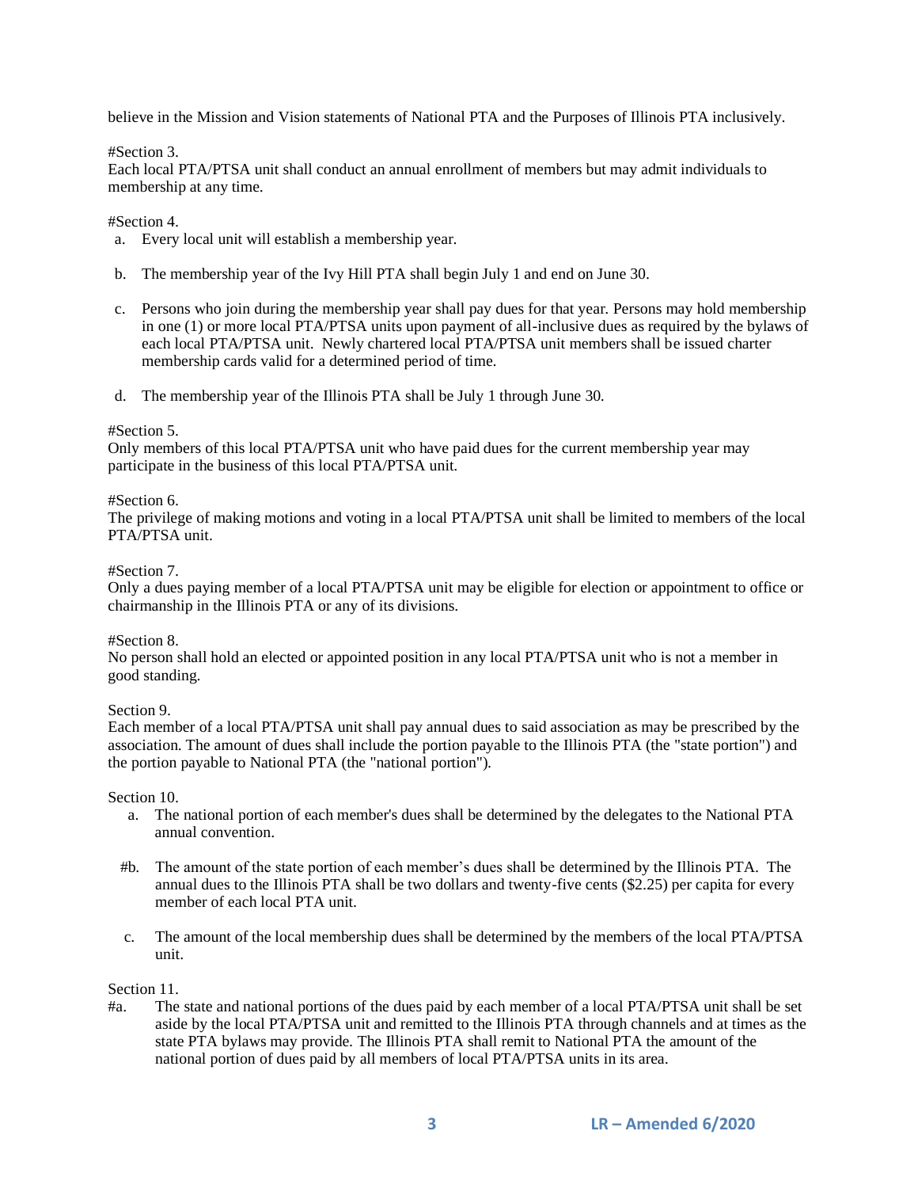believe in the Mission and Vision statements of National PTA and the Purposes of Illinois PTA inclusively.

#Section 3.
Each local PTA/PTSA unit shall conduct an annual enrollment of members but may admit individuals to membership at any time.

#Section 4.

a. Every local unit will establish a membership year.

b. The membership year of the Ivy Hill PTA shall begin July 1 and end on June 30.

c. Persons who join during the membership year shall pay dues for that year. Persons may hold membership in one (1) or more local PTA/PTSA units upon payment of all-inclusive dues as required by the bylaws of each local PTA/PTSA unit. Newly chartered local PTA/PTSA unit members shall be issued charter membership cards valid for a determined period of time.

d. The membership year of the Illinois PTA shall be July 1 through June 30.

#Section 5.
Only members of this local PTA/PTSA unit who have paid dues for the current membership year may participate in the business of this local PTA/PTSA unit.

#Section 6.
The privilege of making motions and voting in a local PTA/PTSA unit shall be limited to members of the local PTA/PTSA unit.

#Section 7.
Only a dues paying member of a local PTA/PTSA unit may be eligible for election or appointment to office or chairmanship in the Illinois PTA or any of its divisions.

#Section 8.
No person shall hold an elected or appointed position in any local PTA/PTSA unit who is not a member in good standing.

Section 9.
Each member of a local PTA/PTSA unit shall pay annual dues to said association as may be prescribed by the association. The amount of dues shall include the portion payable to the Illinois PTA (the "state portion") and the portion payable to National PTA (the "national portion").

Section 10.

a. The national portion of each member's dues shall be determined by the delegates to the National PTA annual convention.

#b. The amount of the state portion of each member's dues shall be determined by the Illinois PTA. The annual dues to the Illinois PTA shall be two dollars and twenty-five cents ($2.25) per capita for every member of each local PTA unit.

c. The amount of the local membership dues shall be determined by the members of the local PTA/PTSA unit.

Section 11.

#a. The state and national portions of the dues paid by each member of a local PTA/PTSA unit shall be set aside by the local PTA/PTSA unit and remitted to the Illinois PTA through channels and at times as the state PTA bylaws may provide. The Illinois PTA shall remit to National PTA the amount of the national portion of dues paid by all members of local PTA/PTSA units in its area.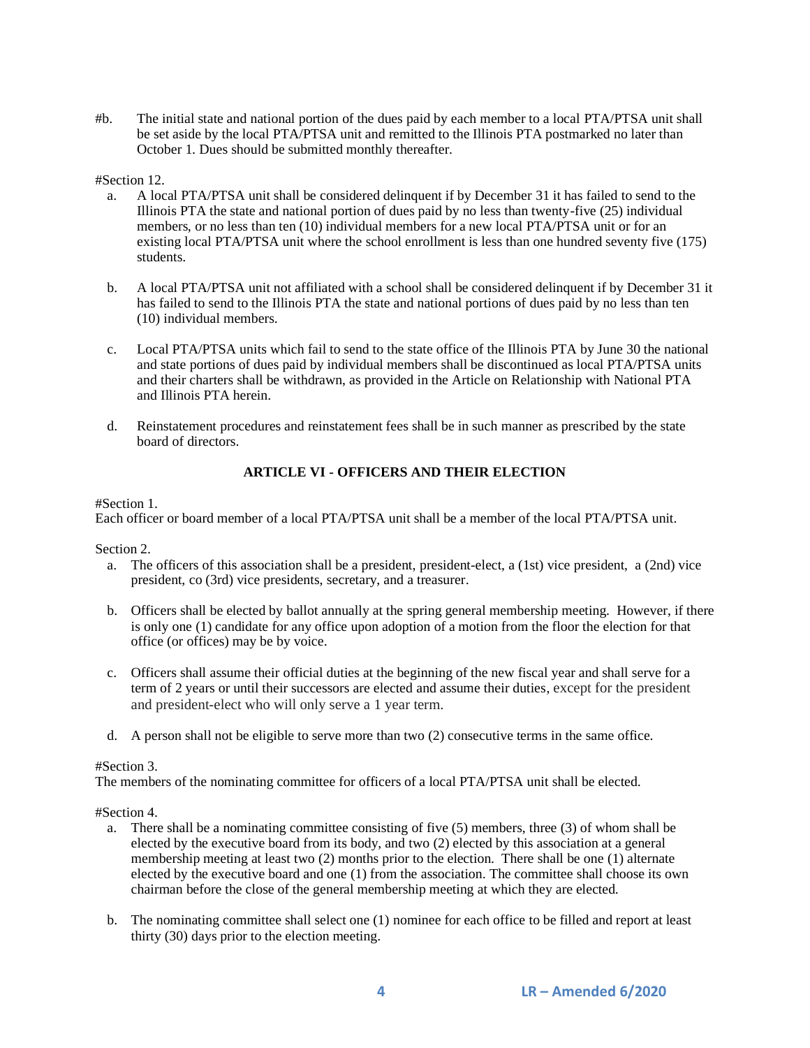#b. The initial state and national portion of the dues paid by each member to a local PTA/PTSA unit shall be set aside by the local PTA/PTSA unit and remitted to the Illinois PTA postmarked no later than October 1. Dues should be submitted monthly thereafter.

#Section 12.

a. A local PTA/PTSA unit shall be considered delinquent if by December 31 it has failed to send to the Illinois PTA the state and national portion of dues paid by no less than twenty-five (25) individual members, or no less than ten (10) individual members for a new local PTA/PTSA unit or for an existing local PTA/PTSA unit where the school enrollment is less than one hundred seventy five (175) students.

b. A local PTA/PTSA unit not affiliated with a school shall be considered delinquent if by December 31 it has failed to send to the Illinois PTA the state and national portions of dues paid by no less than ten (10) individual members.

c. Local PTA/PTSA units which fail to send to the state office of the Illinois PTA by June 30 the national and state portions of dues paid by individual members shall be discontinued as local PTA/PTSA units and their charters shall be withdrawn, as provided in the Article on Relationship with National PTA and Illinois PTA herein.

d. Reinstatement procedures and reinstatement fees shall be in such manner as prescribed by the state board of directors.

## ARTICLE VI - OFFICERS AND THEIR ELECTION

#Section 1.
Each officer or board member of a local PTA/PTSA unit shall be a member of the local PTA/PTSA unit.

Section 2.

a. The officers of this association shall be a president, president-elect, a (1st) vice president, a (2nd) vice president, co (3rd) vice presidents, secretary, and a treasurer.

b. Officers shall be elected by ballot annually at the spring general membership meeting. However, if there is only one (1) candidate for any office upon adoption of a motion from the floor the election for that office (or offices) may be by voice.

c. Officers shall assume their official duties at the beginning of the new fiscal year and shall serve for a term of 2 years or until their successors are elected and assume their duties, except for the president and president-elect who will only serve a 1 year term.

d. A person shall not be eligible to serve more than two (2) consecutive terms in the same office.

#Section 3.
The members of the nominating committee for officers of a local PTA/PTSA unit shall be elected.

#Section 4.

a. There shall be a nominating committee consisting of five (5) members, three (3) of whom shall be elected by the executive board from its body, and two (2) elected by this association at a general membership meeting at least two (2) months prior to the election. There shall be one (1) alternate elected by the executive board and one (1) from the association. The committee shall choose its own chairman before the close of the general membership meeting at which they are elected.

b. The nominating committee shall select one (1) nominee for each office to be filled and report at least thirty (30) days prior to the election meeting.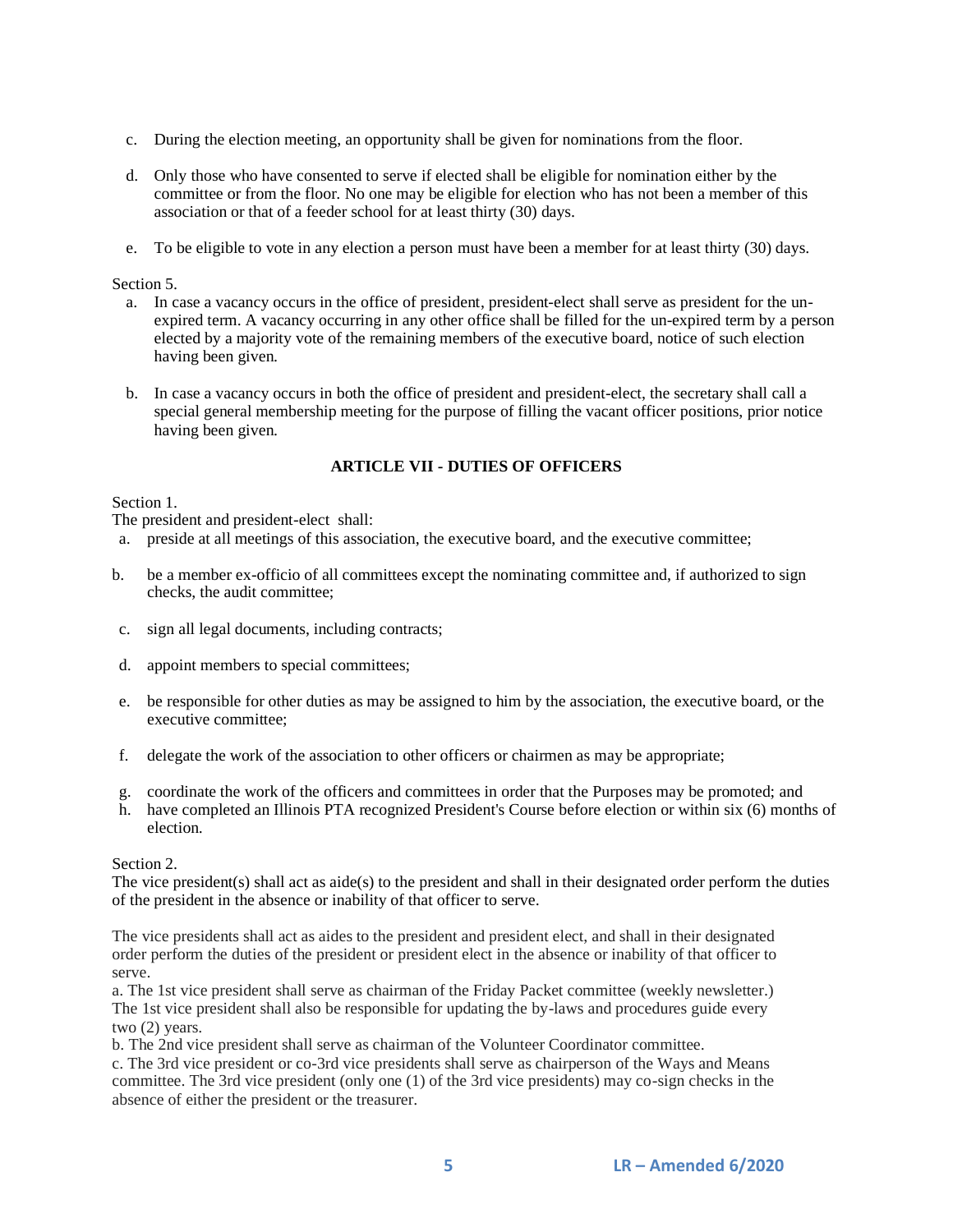c. During the election meeting, an opportunity shall be given for nominations from the floor.

d. Only those who have consented to serve if elected shall be eligible for nomination either by the committee or from the floor. No one may be eligible for election who has not been a member of this association or that of a feeder school for at least thirty (30) days.

e. To be eligible to vote in any election a person must have been a member for at least thirty (30) days.

Section 5.

a. In case a vacancy occurs in the office of president, president-elect shall serve as president for the un-expired term. A vacancy occurring in any other office shall be filled for the un-expired term by a person elected by a majority vote of the remaining members of the executive board, notice of such election having been given.

b. In case a vacancy occurs in both the office of president and president-elect, the secretary shall call a special general membership meeting for the purpose of filling the vacant officer positions, prior notice having been given.

## ARTICLE VII - DUTIES OF OFFICERS

Section 1.

The president and president-elect shall:

a. preside at all meetings of this association, the executive board, and the executive committee;

b. be a member ex-officio of all committees except the nominating committee and, if authorized to sign checks, the audit committee;

c. sign all legal documents, including contracts;

d. appoint members to special committees;

e. be responsible for other duties as may be assigned to him by the association, the executive board, or the executive committee;

f. delegate the work of the association to other officers or chairmen as may be appropriate;

g. coordinate the work of the officers and committees in order that the Purposes may be promoted; and

h. have completed an Illinois PTA recognized President's Course before election or within six (6) months of election.

Section 2.

The vice president(s) shall act as aide(s) to the president and shall in their designated order perform the duties of the president in the absence or inability of that officer to serve.

The vice presidents shall act as aides to the president and president elect, and shall in their designated order perform the duties of the president or president elect in the absence or inability of that officer to serve.

a. The 1st vice president shall serve as chairman of the Friday Packet committee (weekly newsletter.) The 1st vice president shall also be responsible for updating the by-laws and procedures guide every two (2) years.

b. The 2nd vice president shall serve as chairman of the Volunteer Coordinator committee.

c. The 3rd vice president or co-3rd vice presidents shall serve as chairperson of the Ways and Means committee. The 3rd vice president (only one (1) of the 3rd vice presidents) may co-sign checks in the absence of either the president or the treasurer.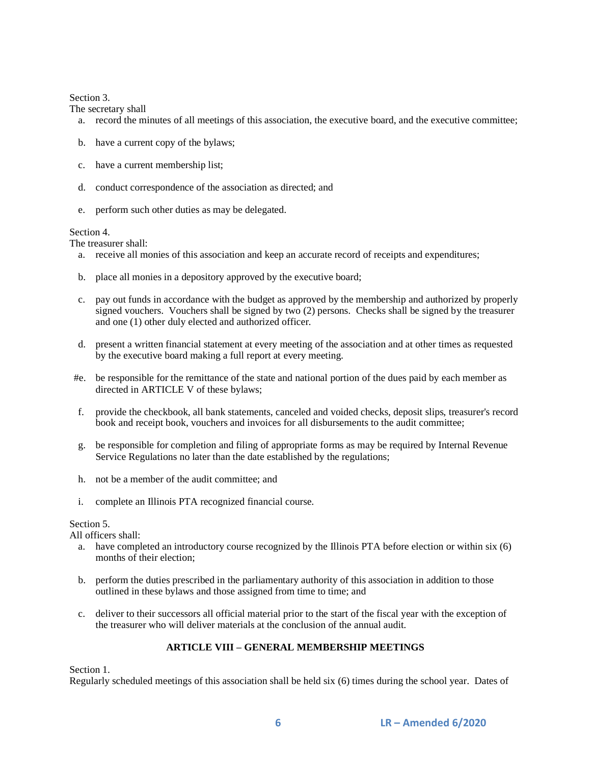Section 3.
The secretary shall

a. record the minutes of all meetings of this association, the executive board, and the executive committee;

b. have a current copy of the bylaws;

c. have a current membership list;

d. conduct correspondence of the association as directed; and

e. perform such other duties as may be delegated.

Section 4.
The treasurer shall:

a. receive all monies of this association and keep an accurate record of receipts and expenditures;

b. place all monies in a depository approved by the executive board;

c. pay out funds in accordance with the budget as approved by the membership and authorized by properly signed vouchers. Vouchers shall be signed by two (2) persons. Checks shall be signed by the treasurer and one (1) other duly elected and authorized officer.

d. present a written financial statement at every meeting of the association and at other times as requested by the executive board making a full report at every meeting.

#e. be responsible for the remittance of the state and national portion of the dues paid by each member as directed in ARTICLE V of these bylaws;

f. provide the checkbook, all bank statements, canceled and voided checks, deposit slips, treasurer's record book and receipt book, vouchers and invoices for all disbursements to the audit committee;

g. be responsible for completion and filing of appropriate forms as may be required by Internal Revenue Service Regulations no later than the date established by the regulations;

h. not be a member of the audit committee; and

i. complete an Illinois PTA recognized financial course.

Section 5.
All officers shall:

a. have completed an introductory course recognized by the Illinois PTA before election or within six (6) months of their election;

b. perform the duties prescribed in the parliamentary authority of this association in addition to those outlined in these bylaws and those assigned from time to time; and

c. deliver to their successors all official material prior to the start of the fiscal year with the exception of the treasurer who will deliver materials at the conclusion of the annual audit.

## ARTICLE VIII – GENERAL MEMBERSHIP MEETINGS

Section 1.
Regularly scheduled meetings of this association shall be held six (6) times during the school year. Dates of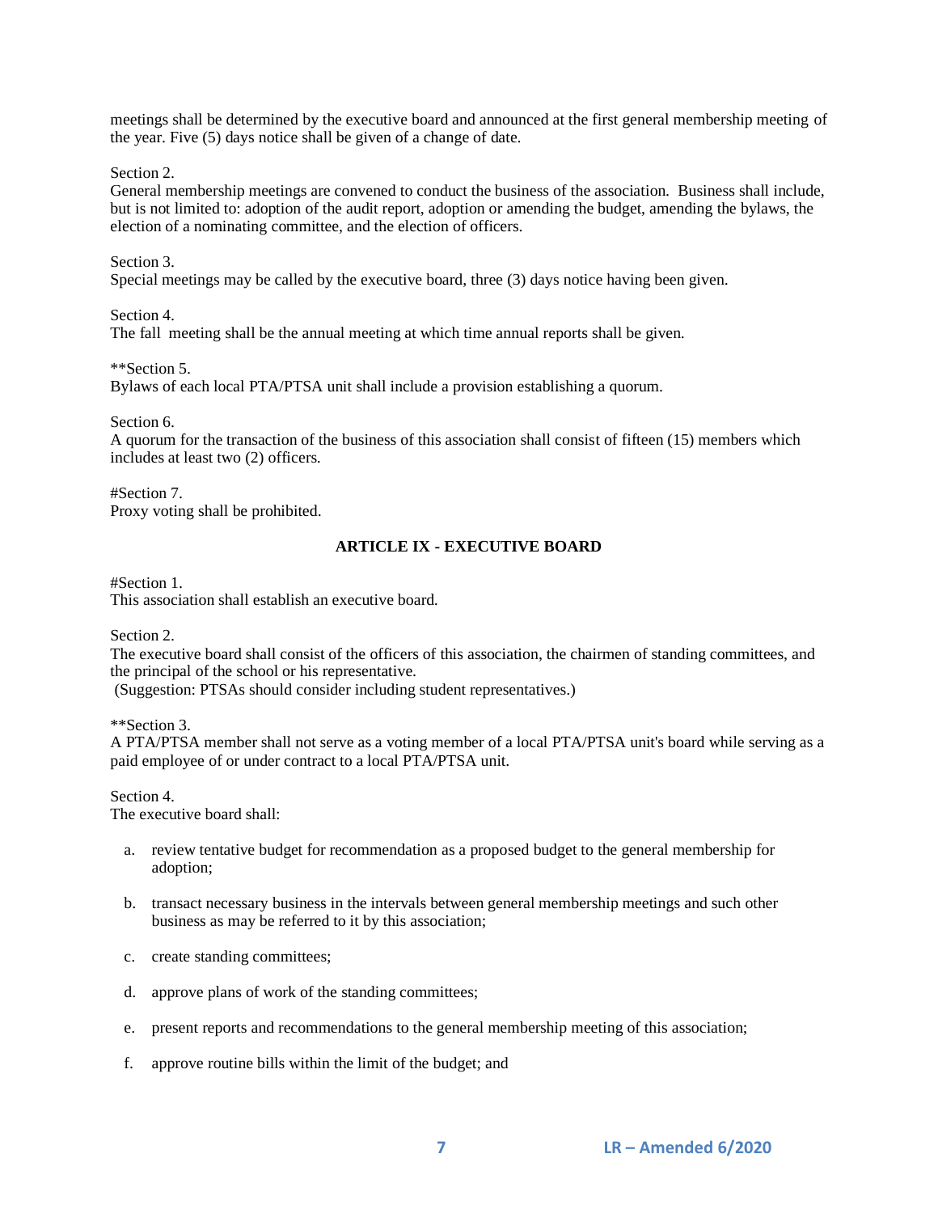meetings shall be determined by the executive board and announced at the first general membership meeting of the year. Five (5) days notice shall be given of a change of date.

Section 2.
General membership meetings are convened to conduct the business of the association. Business shall include, but is not limited to: adoption of the audit report, adoption or amending the budget, amending the bylaws, the election of a nominating committee, and the election of officers.

Section 3.
Special meetings may be called by the executive board, three (3) days notice having been given.

Section 4.
The fall meeting shall be the annual meeting at which time annual reports shall be given.

**Section 5.
Bylaws of each local PTA/PTSA unit shall include a provision establishing a quorum.

Section 6.
A quorum for the transaction of the business of this association shall consist of fifteen (15) members which includes at least two (2) officers.

#Section 7.
Proxy voting shall be prohibited.

## ARTICLE IX - EXECUTIVE BOARD

#Section 1.
This association shall establish an executive board.

Section 2.
The executive board shall consist of the officers of this association, the chairmen of standing committees, and the principal of the school or his representative.
(Suggestion: PTSAs should consider including student representatives.)

**Section 3.
A PTA/PTSA member shall not serve as a voting member of a local PTA/PTSA unit's board while serving as a paid employee of or under contract to a local PTA/PTSA unit.

Section 4.
The executive board shall:

a. review tentative budget for recommendation as a proposed budget to the general membership for adoption;

b. transact necessary business in the intervals between general membership meetings and such other business as may be referred to it by this association;

c. create standing committees;

d. approve plans of work of the standing committees;

e. present reports and recommendations to the general membership meeting of this association;

f. approve routine bills within the limit of the budget; and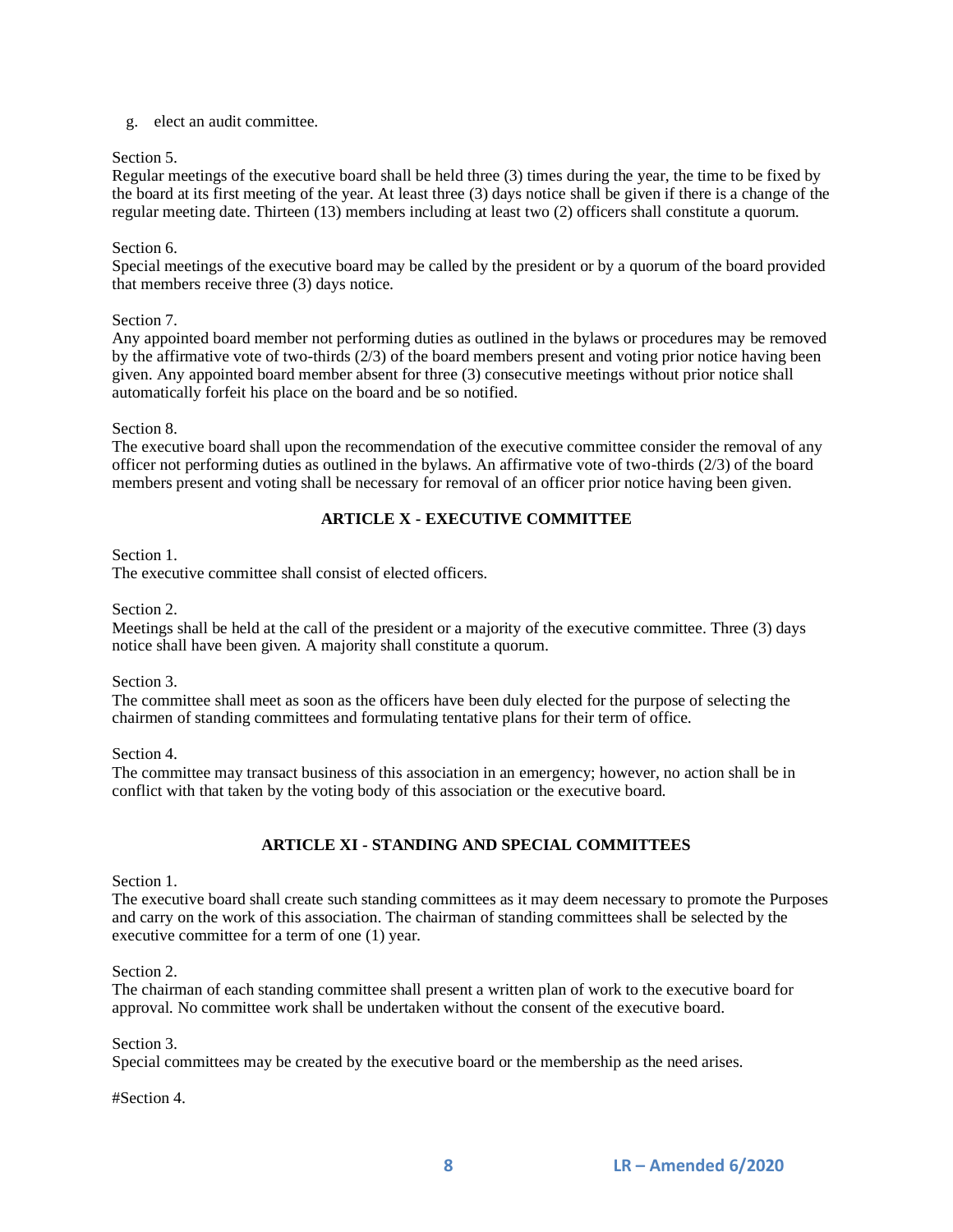g. elect an audit committee.

Section 5.
Regular meetings of the executive board shall be held three (3) times during the year, the time to be fixed by the board at its first meeting of the year. At least three (3) days notice shall be given if there is a change of the regular meeting date. Thirteen (13) members including at least two (2) officers shall constitute a quorum.

Section 6.
Special meetings of the executive board may be called by the president or by a quorum of the board provided that members receive three (3) days notice.

Section 7.
Any appointed board member not performing duties as outlined in the bylaws or procedures may be removed by the affirmative vote of two-thirds (2/3) of the board members present and voting prior notice having been given. Any appointed board member absent for three (3) consecutive meetings without prior notice shall automatically forfeit his place on the board and be so notified.

Section 8.
The executive board shall upon the recommendation of the executive committee consider the removal of any officer not performing duties as outlined in the bylaws. An affirmative vote of two-thirds (2/3) of the board members present and voting shall be necessary for removal of an officer prior notice having been given.

## ARTICLE X - EXECUTIVE COMMITTEE

Section 1.
The executive committee shall consist of elected officers.

Section 2.
Meetings shall be held at the call of the president or a majority of the executive committee. Three (3) days notice shall have been given. A majority shall constitute a quorum.

Section 3.
The committee shall meet as soon as the officers have been duly elected for the purpose of selecting the chairmen of standing committees and formulating tentative plans for their term of office.

Section 4.
The committee may transact business of this association in an emergency; however, no action shall be in conflict with that taken by the voting body of this association or the executive board.

## ARTICLE XI - STANDING AND SPECIAL COMMITTEES

Section 1.
The executive board shall create such standing committees as it may deem necessary to promote the Purposes and carry on the work of this association. The chairman of standing committees shall be selected by the executive committee for a term of one (1) year.

Section 2.
The chairman of each standing committee shall present a written plan of work to the executive board for approval. No committee work shall be undertaken without the consent of the executive board.

Section 3.
Special committees may be created by the executive board or the membership as the need arises.

#Section 4.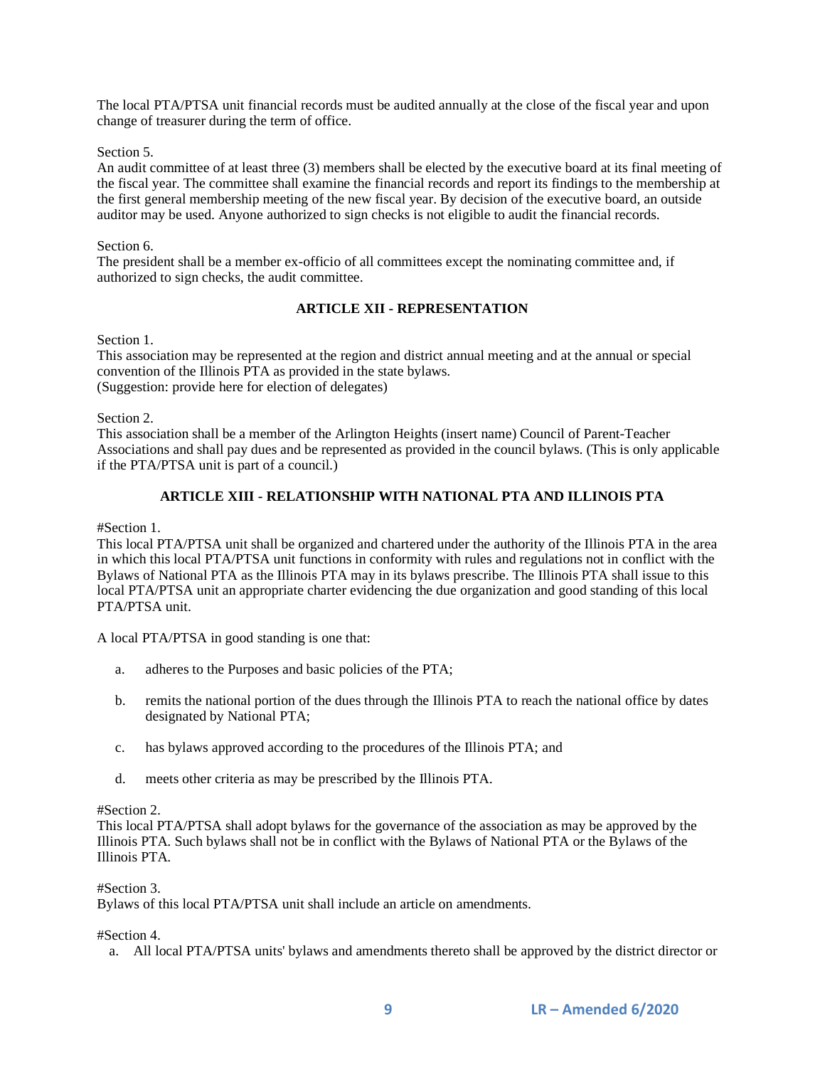The local PTA/PTSA unit financial records must be audited annually at the close of the fiscal year and upon change of treasurer during the term of office.

Section 5.
An audit committee of at least three (3) members shall be elected by the executive board at its final meeting of the fiscal year. The committee shall examine the financial records and report its findings to the membership at the first general membership meeting of the new fiscal year. By decision of the executive board, an outside auditor may be used. Anyone authorized to sign checks is not eligible to audit the financial records.

Section 6.
The president shall be a member ex-officio of all committees except the nominating committee and, if authorized to sign checks, the audit committee.

## ARTICLE XII - REPRESENTATION

Section 1.
This association may be represented at the region and district annual meeting and at the annual or special convention of the Illinois PTA as provided in the state bylaws.
(Suggestion: provide here for election of delegates)

Section 2.
This association shall be a member of the Arlington Heights (insert name) Council of Parent-Teacher Associations and shall pay dues and be represented as provided in the council bylaws. (This is only applicable if the PTA/PTSA unit is part of a council.)

## ARTICLE XIII - RELATIONSHIP WITH NATIONAL PTA AND ILLINOIS PTA

#Section 1.
This local PTA/PTSA unit shall be organized and chartered under the authority of the Illinois PTA in the area in which this local PTA/PTSA unit functions in conformity with rules and regulations not in conflict with the Bylaws of National PTA as the Illinois PTA may in its bylaws prescribe. The Illinois PTA shall issue to this local PTA/PTSA unit an appropriate charter evidencing the due organization and good standing of this local PTA/PTSA unit.

A local PTA/PTSA in good standing is one that:

a. adheres to the Purposes and basic policies of the PTA;

b. remits the national portion of the dues through the Illinois PTA to reach the national office by dates designated by National PTA;

c. has bylaws approved according to the procedures of the Illinois PTA; and

d. meets other criteria as may be prescribed by the Illinois PTA.

#Section 2.
This local PTA/PTSA shall adopt bylaws for the governance of the association as may be approved by the Illinois PTA. Such bylaws shall not be in conflict with the Bylaws of National PTA or the Bylaws of the Illinois PTA.

#Section 3.
Bylaws of this local PTA/PTSA unit shall include an article on amendments.

#Section 4.

a. All local PTA/PTSA units' bylaws and amendments thereto shall be approved by the district director or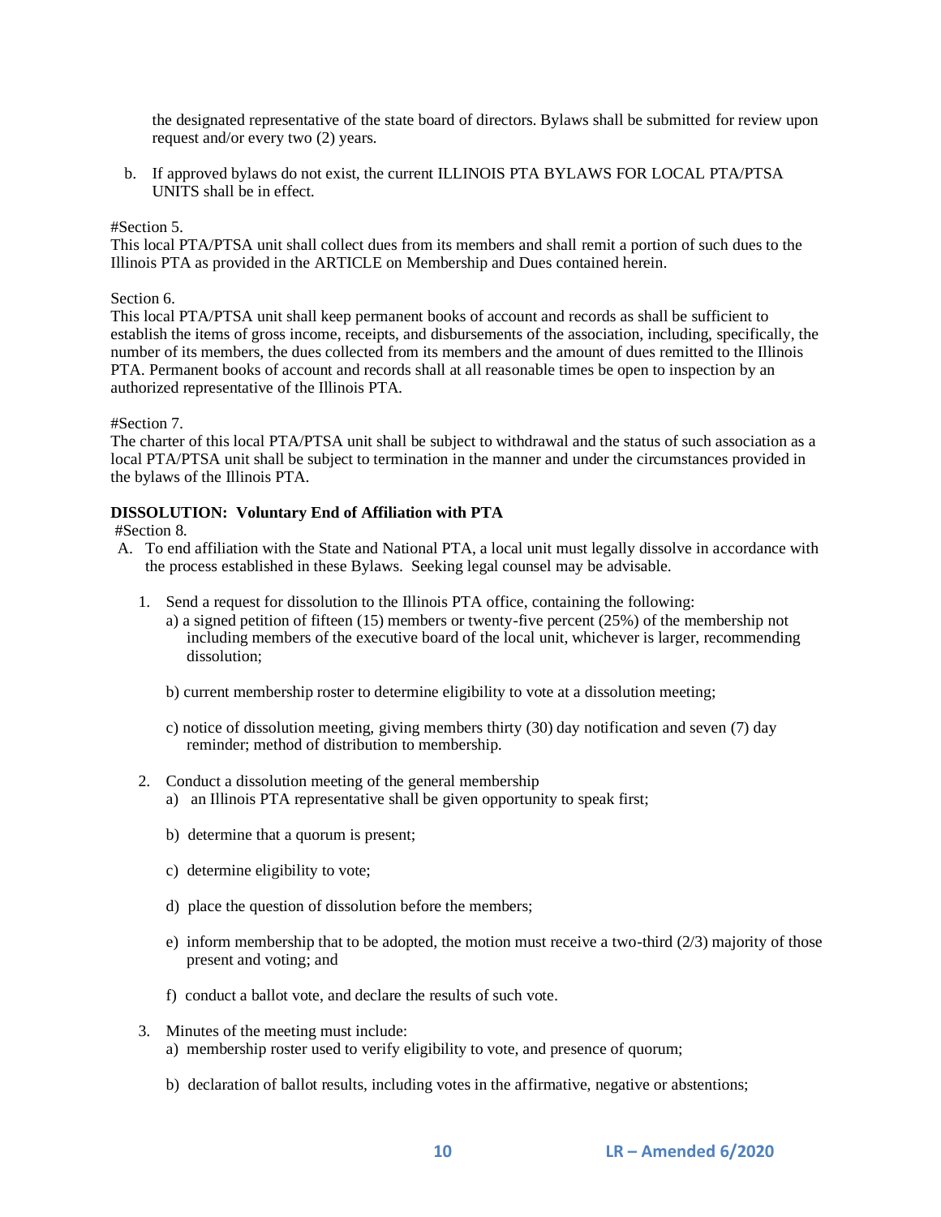the designated representative of the state board of directors. Bylaws shall be submitted for review upon request and/or every two (2) years.

b. If approved bylaws do not exist, the current ILLINOIS PTA BYLAWS FOR LOCAL PTA/PTSA UNITS shall be in effect.

#Section 5.
This local PTA/PTSA unit shall collect dues from its members and shall remit a portion of such dues to the Illinois PTA as provided in the ARTICLE on Membership and Dues contained herein.

Section 6.
This local PTA/PTSA unit shall keep permanent books of account and records as shall be sufficient to establish the items of gross income, receipts, and disbursements of the association, including, specifically, the number of its members, the dues collected from its members and the amount of dues remitted to the Illinois PTA. Permanent books of account and records shall at all reasonable times be open to inspection by an authorized representative of the Illinois PTA.

#Section 7.
The charter of this local PTA/PTSA unit shall be subject to withdrawal and the status of such association as a local PTA/PTSA unit shall be subject to termination in the manner and under the circumstances provided in the bylaws of the Illinois PTA.

**DISSOLUTION: Voluntary End of Affiliation with PTA**

#Section 8.

A. To end affiliation with the State and National PTA, a local unit must legally dissolve in accordance with the process established in these Bylaws. Seeking legal counsel may be advisable.

1. Send a request for dissolution to the Illinois PTA office, containing the following:
   a) a signed petition of fifteen (15) members or twenty-five percent (25%) of the membership not including members of the executive board of the local unit, whichever is larger, recommending dissolution;

   b) current membership roster to determine eligibility to vote at a dissolution meeting;

   c) notice of dissolution meeting, giving members thirty (30) day notification and seven (7) day reminder; method of distribution to membership.

2. Conduct a dissolution meeting of the general membership
   a) an Illinois PTA representative shall be given opportunity to speak first;

   b) determine that a quorum is present;

   c) determine eligibility to vote;

   d) place the question of dissolution before the members;

   e) inform membership that to be adopted, the motion must receive a two-third (2/3) majority of those present and voting; and

   f) conduct a ballot vote, and declare the results of such vote.

3. Minutes of the meeting must include:
   a) membership roster used to verify eligibility to vote, and presence of quorum;

   b) declaration of ballot results, including votes in the affirmative, negative or abstentions;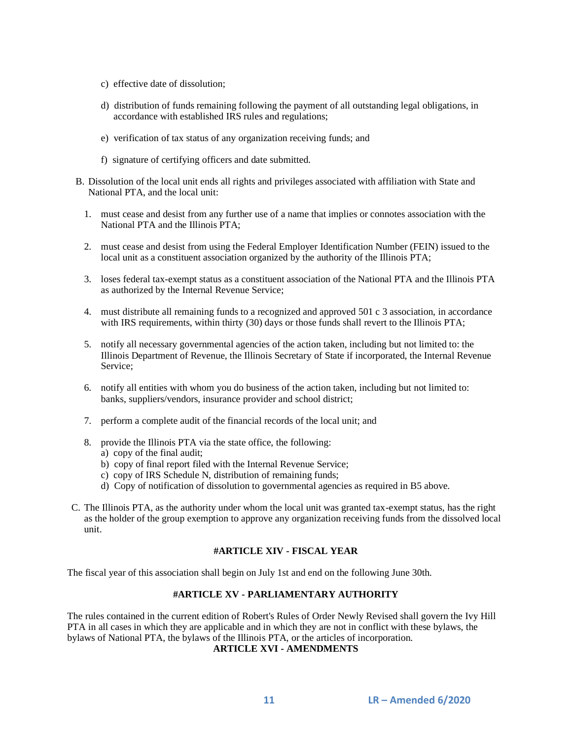c) effective date of dissolution;

d) distribution of funds remaining following the payment of all outstanding legal obligations, in accordance with established IRS rules and regulations;

e) verification of tax status of any organization receiving funds; and

f) signature of certifying officers and date submitted.

B. Dissolution of the local unit ends all rights and privileges associated with affiliation with State and National PTA, and the local unit:

1. must cease and desist from any further use of a name that implies or connotes association with the National PTA and the Illinois PTA;

2. must cease and desist from using the Federal Employer Identification Number (FEIN) issued to the local unit as a constituent association organized by the authority of the Illinois PTA;

3. loses federal tax-exempt status as a constituent association of the National PTA and the Illinois PTA as authorized by the Internal Revenue Service;

4. must distribute all remaining funds to a recognized and approved 501 c 3 association, in accordance with IRS requirements, within thirty (30) days or those funds shall revert to the Illinois PTA;

5. notify all necessary governmental agencies of the action taken, including but not limited to: the Illinois Department of Revenue, the Illinois Secretary of State if incorporated, the Internal Revenue Service;

6. notify all entities with whom you do business of the action taken, including but not limited to: banks, suppliers/vendors, insurance provider and school district;

7. perform a complete audit of the financial records of the local unit; and

8. provide the Illinois PTA via the state office, the following:
   a) copy of the final audit;
   b) copy of final report filed with the Internal Revenue Service;
   c) copy of IRS Schedule N, distribution of remaining funds;
   d) Copy of notification of dissolution to governmental agencies as required in B5 above.

C. The Illinois PTA, as the authority under whom the local unit was granted tax-exempt status, has the right as the holder of the group exemption to approve any organization receiving funds from the dissolved local unit.

**#ARTICLE XIV - FISCAL YEAR**

The fiscal year of this association shall begin on July 1st and end on the following June 30th.

**#ARTICLE XV - PARLIAMENTARY AUTHORITY**

The rules contained in the current edition of Robert's Rules of Order Newly Revised shall govern the Ivy Hill PTA in all cases in which they are applicable and in which they are not in conflict with these bylaws, the bylaws of National PTA, the bylaws of the Illinois PTA, or the articles of incorporation.

**ARTICLE XVI - AMENDMENTS**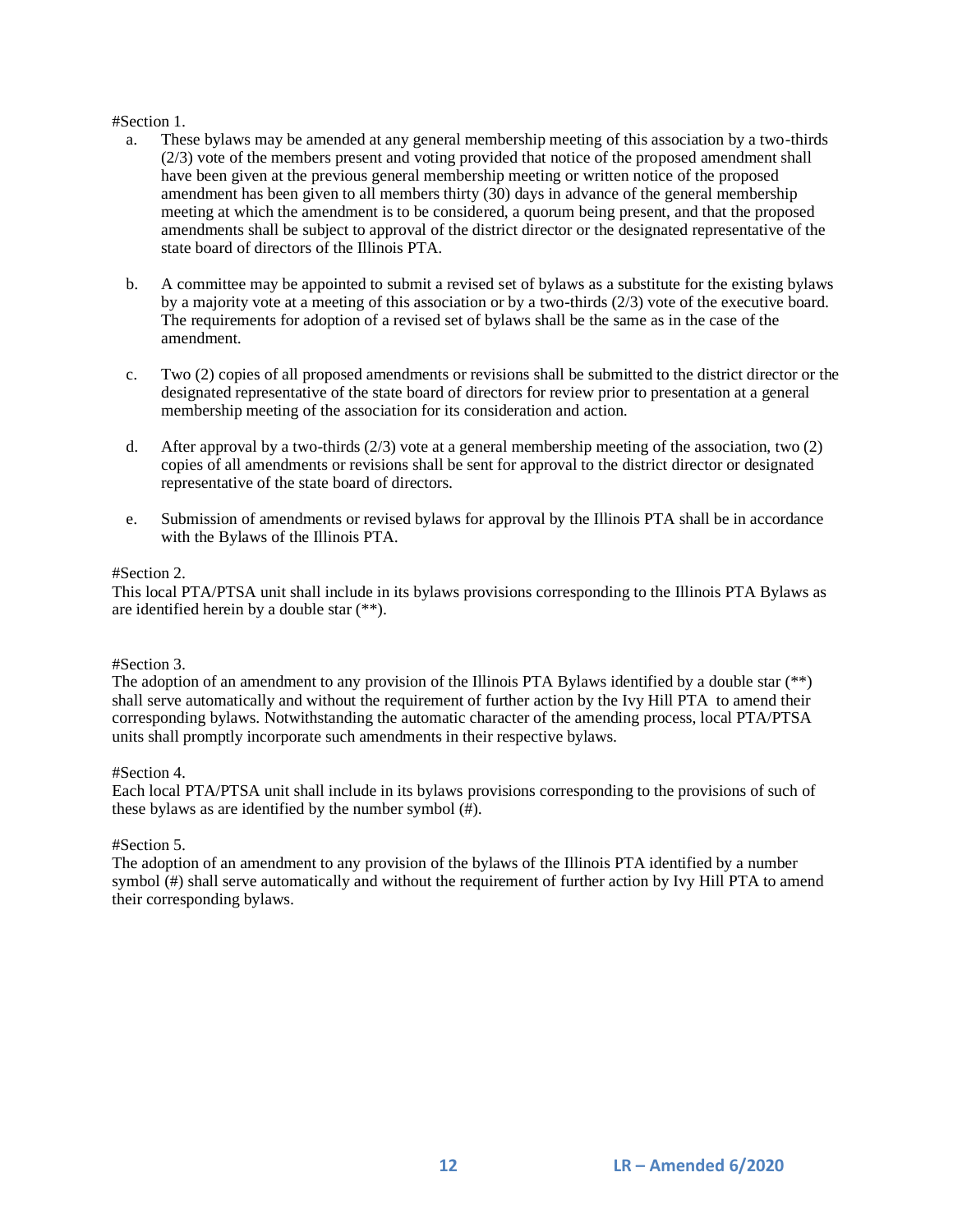#Section 1.

a. These bylaws may be amended at any general membership meeting of this association by a two-thirds (2/3) vote of the members present and voting provided that notice of the proposed amendment shall have been given at the previous general membership meeting or written notice of the proposed amendment has been given to all members thirty (30) days in advance of the general membership meeting at which the amendment is to be considered, a quorum being present, and that the proposed amendments shall be subject to approval of the district director or the designated representative of the state board of directors of the Illinois PTA.

b. A committee may be appointed to submit a revised set of bylaws as a substitute for the existing bylaws by a majority vote at a meeting of this association or by a two-thirds (2/3) vote of the executive board. The requirements for adoption of a revised set of bylaws shall be the same as in the case of the amendment.

c. Two (2) copies of all proposed amendments or revisions shall be submitted to the district director or the designated representative of the state board of directors for review prior to presentation at a general membership meeting of the association for its consideration and action.

d. After approval by a two-thirds (2/3) vote at a general membership meeting of the association, two (2) copies of all amendments or revisions shall be sent for approval to the district director or designated representative of the state board of directors.

e. Submission of amendments or revised bylaws for approval by the Illinois PTA shall be in accordance with the Bylaws of the Illinois PTA.

#Section 2.

This local PTA/PTSA unit shall include in its bylaws provisions corresponding to the Illinois PTA Bylaws as are identified herein by a double star (**).

#Section 3.

The adoption of an amendment to any provision of the Illinois PTA Bylaws identified by a double star (**) shall serve automatically and without the requirement of further action by the Ivy Hill PTA to amend their corresponding bylaws. Notwithstanding the automatic character of the amending process, local PTA/PTSA units shall promptly incorporate such amendments in their respective bylaws.

#Section 4.

Each local PTA/PTSA unit shall include in its bylaws provisions corresponding to the provisions of such of these bylaws as are identified by the number symbol (#).

#Section 5.

The adoption of an amendment to any provision of the bylaws of the Illinois PTA identified by a number symbol (#) shall serve automatically and without the requirement of further action by Ivy Hill PTA to amend their corresponding bylaws.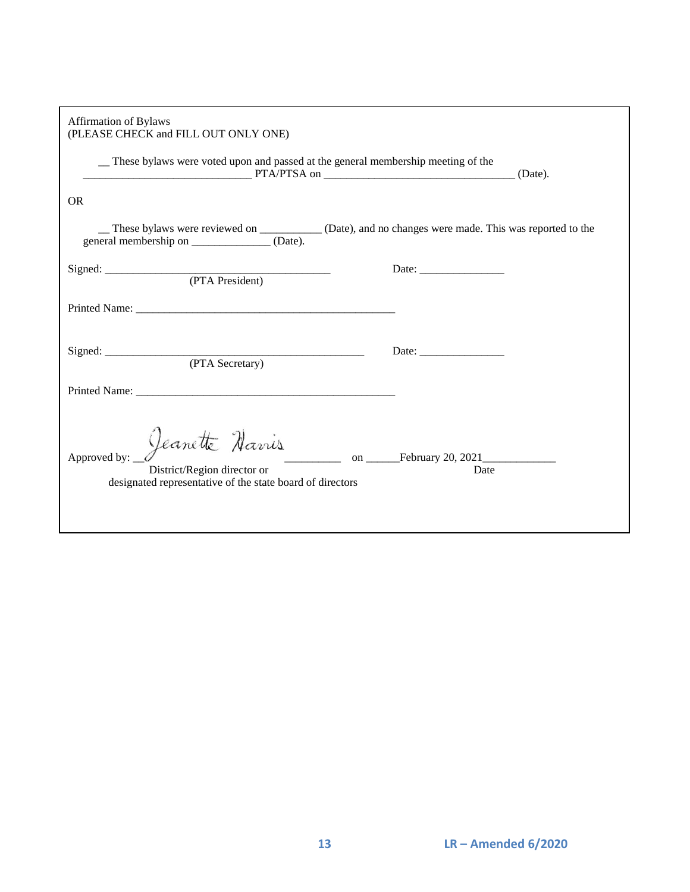Affirmation of Bylaws
(PLEASE CHECK and FILL OUT ONLY ONE)

__ These bylaws were voted upon and passed at the general membership meeting of the ______________________________ PTA/PTSA on __________________________________ (Date).

OR

__ These bylaws were reviewed on ___________ (Date), and no changes were made. This was reported to the general membership on ______________ (Date).

Signed: ________________________________________ Date: _______________
(PTA President)

Printed Name: ______________________________________________

Signed: ______________________________________________ Date: _______________
(PTA Secretary)

Printed Name: ______________________________________________

Approved by: __Jeanette Harris__________ on ______February 20, 2021_____________
District/Region director or designated representative of the state board of directors — Date